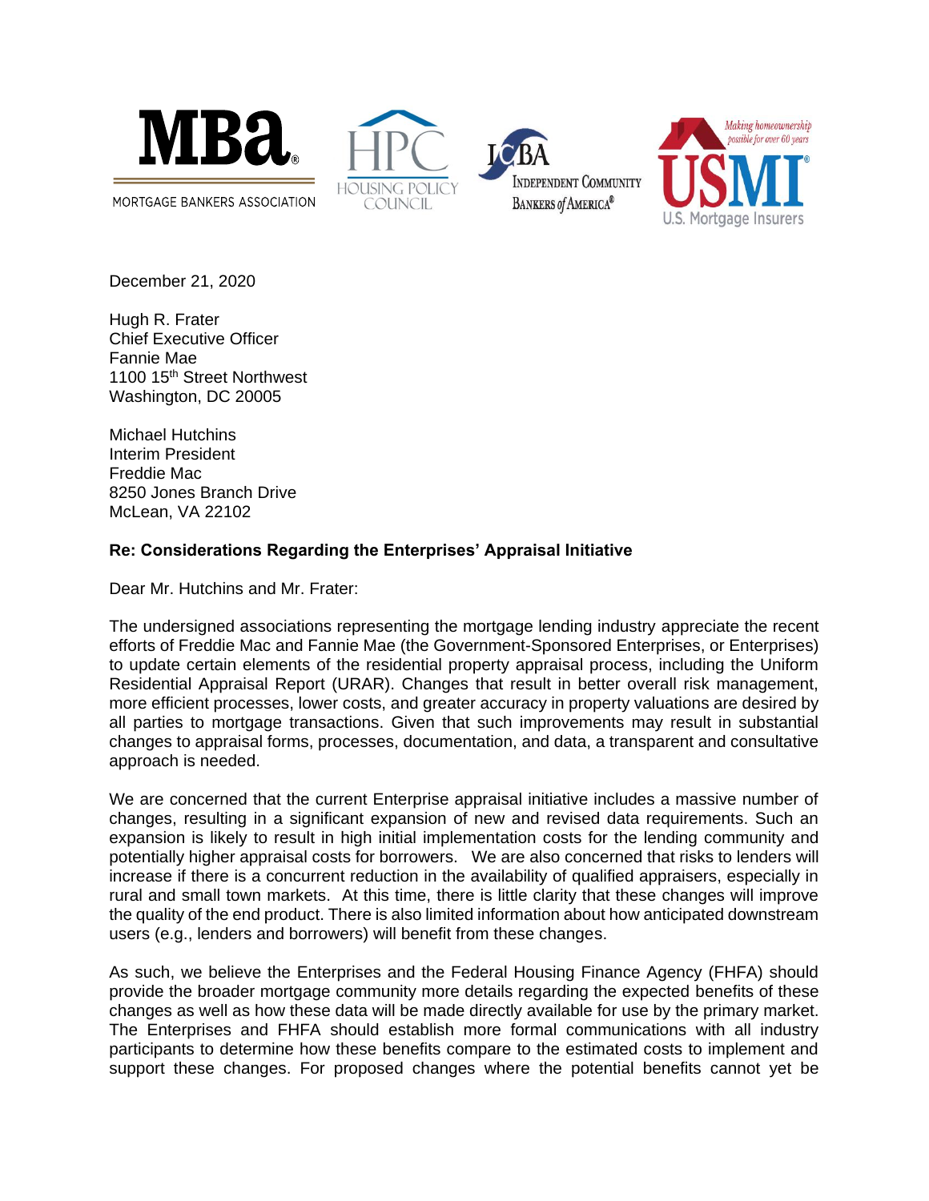MORTGAGE BANKERS ASSOCIATION

HOUSING POLICY COUNCIL

INDEPENDENT COMMUNITY BANKERS of AMERICA

U.S. Mortgage Insurers

December 21, 2020

Hugh R. Frater
Chief Executive Officer
Fannie Mae
1100 15th Street Northwest
Washington, DC 20005

Michael Hutchins
Interim President
Freddie Mac
8250 Jones Branch Drive
McLean, VA 22102

**Re: Considerations Regarding the Enterprises' Appraisal Initiative**

Dear Mr. Hutchins and Mr. Frater:

The undersigned associations representing the mortgage lending industry appreciate the recent efforts of Freddie Mac and Fannie Mae (the Government-Sponsored Enterprises, or Enterprises) to update certain elements of the residential property appraisal process, including the Uniform Residential Appraisal Report (URAR). Changes that result in better overall risk management, more efficient processes, lower costs, and greater accuracy in property valuations are desired by all parties to mortgage transactions. Given that such improvements may result in substantial changes to appraisal forms, processes, documentation, and data, a transparent and consultative approach is needed.

We are concerned that the current Enterprise appraisal initiative includes a massive number of changes, resulting in a significant expansion of new and revised data requirements. Such an expansion is likely to result in high initial implementation costs for the lending community and potentially higher appraisal costs for borrowers. We are also concerned that risks to lenders will increase if there is a concurrent reduction in the availability of qualified appraisers, especially in rural and small town markets. At this time, there is little clarity that these changes will improve the quality of the end product. There is also limited information about how anticipated downstream users (e.g., lenders and borrowers) will benefit from these changes.

As such, we believe the Enterprises and the Federal Housing Finance Agency (FHFA) should provide the broader mortgage community more details regarding the expected benefits of these changes as well as how these data will be made directly available for use by the primary market. The Enterprises and FHFA should establish more formal communications with all industry participants to determine how these benefits compare to the estimated costs to implement and support these changes. For proposed changes where the potential benefits cannot yet be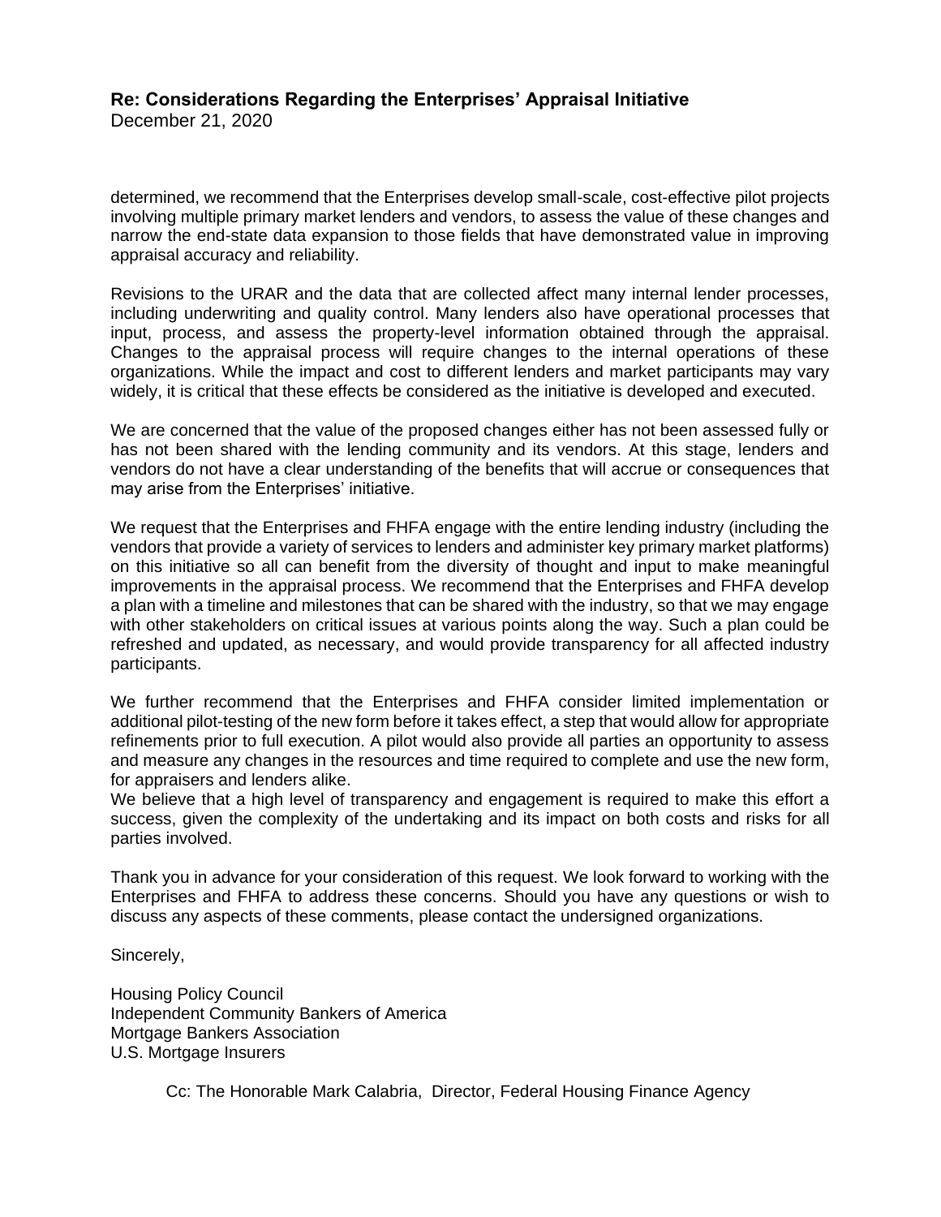determined, we recommend that the Enterprises develop small-scale, cost-effective pilot projects involving multiple primary market lenders and vendors, to assess the value of these changes and narrow the end-state data expansion to those fields that have demonstrated value in improving appraisal accuracy and reliability.

Revisions to the URAR and the data that are collected affect many internal lender processes, including underwriting and quality control. Many lenders also have operational processes that input, process, and assess the property-level information obtained through the appraisal. Changes to the appraisal process will require changes to the internal operations of these organizations. While the impact and cost to different lenders and market participants may vary widely, it is critical that these effects be considered as the initiative is developed and executed.

We are concerned that the value of the proposed changes either has not been assessed fully or has not been shared with the lending community and its vendors. At this stage, lenders and vendors do not have a clear understanding of the benefits that will accrue or consequences that may arise from the Enterprises' initiative.

We request that the Enterprises and FHFA engage with the entire lending industry (including the vendors that provide a variety of services to lenders and administer key primary market platforms) on this initiative so all can benefit from the diversity of thought and input to make meaningful improvements in the appraisal process. We recommend that the Enterprises and FHFA develop a plan with a timeline and milestones that can be shared with the industry, so that we may engage with other stakeholders on critical issues at various points along the way. Such a plan could be refreshed and updated, as necessary, and would provide transparency for all affected industry participants.

We further recommend that the Enterprises and FHFA consider limited implementation or additional pilot-testing of the new form before it takes effect, a step that would allow for appropriate refinements prior to full execution. A pilot would also provide all parties an opportunity to assess and measure any changes in the resources and time required to complete and use the new form, for appraisers and lenders alike.

We believe that a high level of transparency and engagement is required to make this effort a success, given the complexity of the undertaking and its impact on both costs and risks for all parties involved.

Thank you in advance for your consideration of this request. We look forward to working with the Enterprises and FHFA to address these concerns. Should you have any questions or wish to discuss any aspects of these comments, please contact the undersigned organizations.

Sincerely,

Housing Policy Council
Independent Community Bankers of America
Mortgage Bankers Association
U.S. Mortgage Insurers

Cc: The Honorable Mark Calabria, Director, Federal Housing Finance Agency